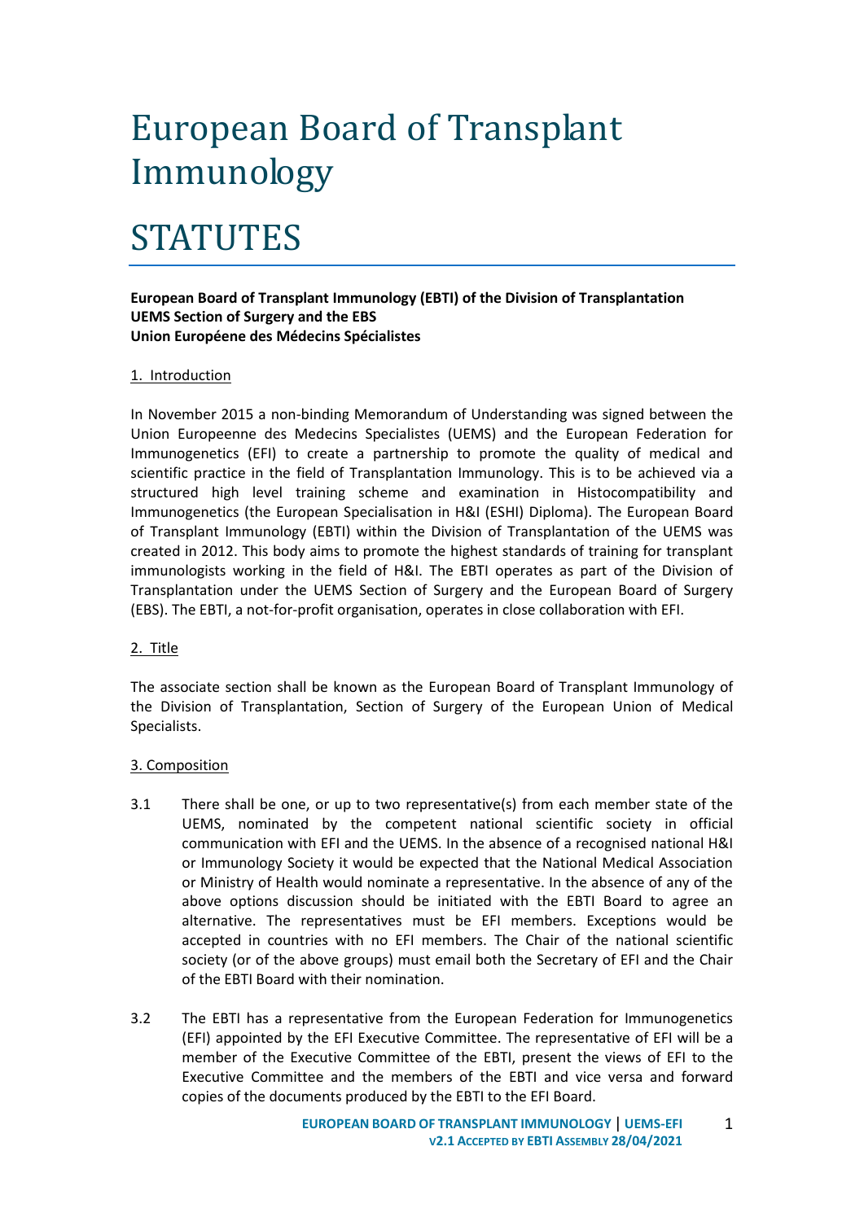# European Board of Transplant Immunology

# STATUTES

**European Board of Transplant Immunology (EBTI) of the Division of Transplantation**
**UEMS Section of Surgery and the EBS**
**Union Européene des Médecins Spécialistes**

## 1. Introduction

In November 2015 a non-binding Memorandum of Understanding was signed between the Union Europeenne des Medecins Specialistes (UEMS) and the European Federation for Immunogenetics (EFI) to create a partnership to promote the quality of medical and scientific practice in the field of Transplantation Immunology. This is to be achieved via a structured high level training scheme and examination in Histocompatibility and Immunogenetics (the European Specialisation in H&I (ESHI) Diploma). The European Board of Transplant Immunology (EBTI) within the Division of Transplantation of the UEMS was created in 2012. This body aims to promote the highest standards of training for transplant immunologists working in the field of H&I. The EBTI operates as part of the Division of Transplantation under the UEMS Section of Surgery and the European Board of Surgery (EBS). The EBTI, a not-for-profit organisation, operates in close collaboration with EFI.

## 2. Title

The associate section shall be known as the European Board of Transplant Immunology of the Division of Transplantation, Section of Surgery of the European Union of Medical Specialists.

## 3. Composition

3.1 There shall be one, or up to two representative(s) from each member state of the UEMS, nominated by the competent national scientific society in official communication with EFI and the UEMS. In the absence of a recognised national H&I or Immunology Society it would be expected that the National Medical Association or Ministry of Health would nominate a representative. In the absence of any of the above options discussion should be initiated with the EBTI Board to agree an alternative. The representatives must be EFI members. Exceptions would be accepted in countries with no EFI members. The Chair of the national scientific society (or of the above groups) must email both the Secretary of EFI and the Chair of the EBTI Board with their nomination.

3.2 The EBTI has a representative from the European Federation for Immunogenetics (EFI) appointed by the EFI Executive Committee. The representative of EFI will be a member of the Executive Committee of the EBTI, present the views of EFI to the Executive Committee and the members of the EBTI and vice versa and forward copies of the documents produced by the EBTI to the EFI Board.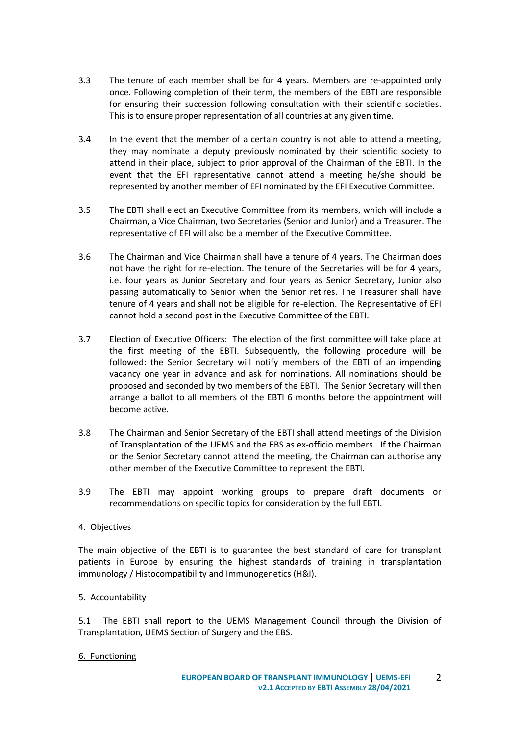3.3 The tenure of each member shall be for 4 years. Members are re-appointed only once. Following completion of their term, the members of the EBTI are responsible for ensuring their succession following consultation with their scientific societies. This is to ensure proper representation of all countries at any given time.

3.4 In the event that the member of a certain country is not able to attend a meeting, they may nominate a deputy previously nominated by their scientific society to attend in their place, subject to prior approval of the Chairman of the EBTI. In the event that the EFI representative cannot attend a meeting he/she should be represented by another member of EFI nominated by the EFI Executive Committee.

3.5 The EBTI shall elect an Executive Committee from its members, which will include a Chairman, a Vice Chairman, two Secretaries (Senior and Junior) and a Treasurer. The representative of EFI will also be a member of the Executive Committee.

3.6 The Chairman and Vice Chairman shall have a tenure of 4 years. The Chairman does not have the right for re-election. The tenure of the Secretaries will be for 4 years, i.e. four years as Junior Secretary and four years as Senior Secretary, Junior also passing automatically to Senior when the Senior retires. The Treasurer shall have tenure of 4 years and shall not be eligible for re-election. The Representative of EFI cannot hold a second post in the Executive Committee of the EBTI.

3.7 Election of Executive Officers: The election of the first committee will take place at the first meeting of the EBTI. Subsequently, the following procedure will be followed: the Senior Secretary will notify members of the EBTI of an impending vacancy one year in advance and ask for nominations. All nominations should be proposed and seconded by two members of the EBTI. The Senior Secretary will then arrange a ballot to all members of the EBTI 6 months before the appointment will become active.

3.8 The Chairman and Senior Secretary of the EBTI shall attend meetings of the Division of Transplantation of the UEMS and the EBS as ex-officio members. If the Chairman or the Senior Secretary cannot attend the meeting, the Chairman can authorise any other member of the Executive Committee to represent the EBTI.

3.9 The EBTI may appoint working groups to prepare draft documents or recommendations on specific topics for consideration by the full EBTI.

## 4. Objectives

The main objective of the EBTI is to guarantee the best standard of care for transplant patients in Europe by ensuring the highest standards of training in transplantation immunology / Histocompatibility and Immunogenetics (H&I).

## 5. Accountability

5.1 The EBTI shall report to the UEMS Management Council through the Division of Transplantation, UEMS Section of Surgery and the EBS.

## 6. Functioning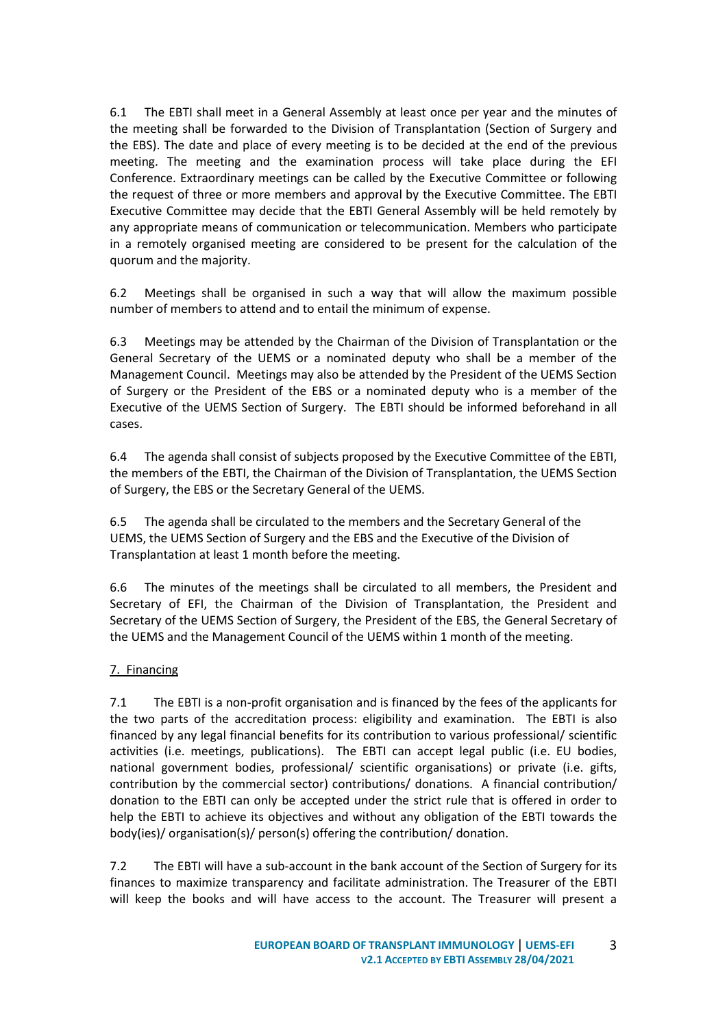6.1 The EBTI shall meet in a General Assembly at least once per year and the minutes of the meeting shall be forwarded to the Division of Transplantation (Section of Surgery and the EBS). The date and place of every meeting is to be decided at the end of the previous meeting. The meeting and the examination process will take place during the EFI Conference. Extraordinary meetings can be called by the Executive Committee or following the request of three or more members and approval by the Executive Committee. The EBTI Executive Committee may decide that the EBTI General Assembly will be held remotely by any appropriate means of communication or telecommunication. Members who participate in a remotely organised meeting are considered to be present for the calculation of the quorum and the majority.

6.2 Meetings shall be organised in such a way that will allow the maximum possible number of members to attend and to entail the minimum of expense.

6.3 Meetings may be attended by the Chairman of the Division of Transplantation or the General Secretary of the UEMS or a nominated deputy who shall be a member of the Management Council. Meetings may also be attended by the President of the UEMS Section of Surgery or the President of the EBS or a nominated deputy who is a member of the Executive of the UEMS Section of Surgery. The EBTI should be informed beforehand in all cases.

6.4 The agenda shall consist of subjects proposed by the Executive Committee of the EBTI, the members of the EBTI, the Chairman of the Division of Transplantation, the UEMS Section of Surgery, the EBS or the Secretary General of the UEMS.

6.5 The agenda shall be circulated to the members and the Secretary General of the UEMS, the UEMS Section of Surgery and the EBS and the Executive of the Division of Transplantation at least 1 month before the meeting.

6.6 The minutes of the meetings shall be circulated to all members, the President and Secretary of EFI, the Chairman of the Division of Transplantation, the President and Secretary of the UEMS Section of Surgery, the President of the EBS, the General Secretary of the UEMS and the Management Council of the UEMS within 1 month of the meeting.

## 7. Financing

7.1 The EBTI is a non-profit organisation and is financed by the fees of the applicants for the two parts of the accreditation process: eligibility and examination. The EBTI is also financed by any legal financial benefits for its contribution to various professional/ scientific activities (i.e. meetings, publications). The EBTI can accept legal public (i.e. EU bodies, national government bodies, professional/ scientific organisations) or private (i.e. gifts, contribution by the commercial sector) contributions/ donations. A financial contribution/ donation to the EBTI can only be accepted under the strict rule that is offered in order to help the EBTI to achieve its objectives and without any obligation of the EBTI towards the body(ies)/ organisation(s)/ person(s) offering the contribution/ donation.

7.2 The EBTI will have a sub-account in the bank account of the Section of Surgery for its finances to maximize transparency and facilitate administration. The Treasurer of the EBTI will keep the books and will have access to the account. The Treasurer will present a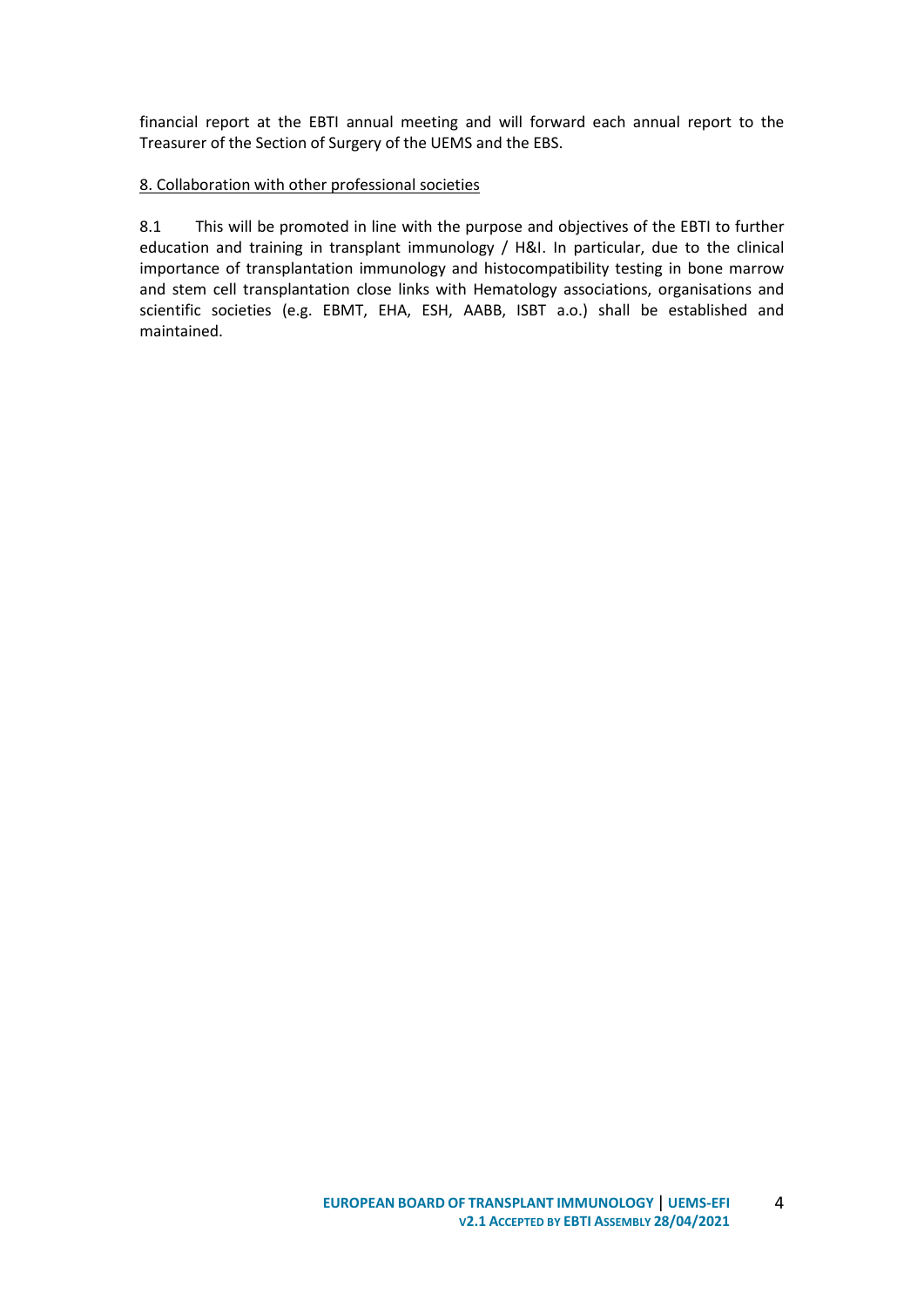financial report at the EBTI annual meeting and will forward each annual report to the Treasurer of the Section of Surgery of the UEMS and the EBS.

8. Collaboration with other professional societies

8.1 This will be promoted in line with the purpose and objectives of the EBTI to further education and training in transplant immunology / H&I. In particular, due to the clinical importance of transplantation immunology and histocompatibility testing in bone marrow and stem cell transplantation close links with Hematology associations, organisations and scientific societies (e.g. EBMT, EHA, ESH, AABB, ISBT a.o.) shall be established and maintained.